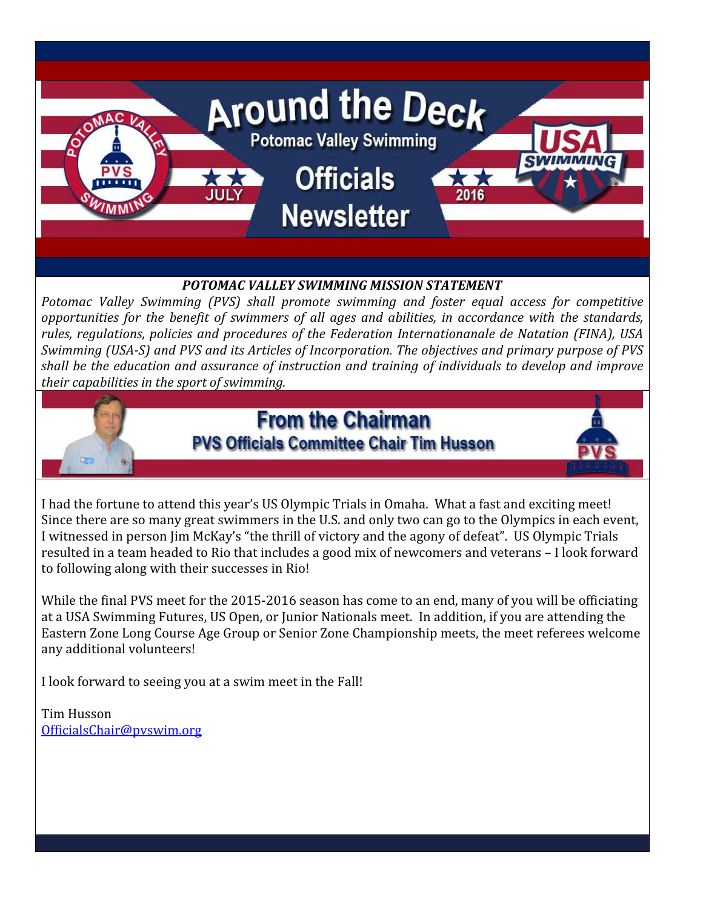# Around the Deck

## Potomac Valley Swimming Officials Newsletter

JULY 2016

***POTOMAC VALLEY SWIMMING MISSION STATEMENT***

*Potomac Valley Swimming (PVS) shall promote swimming and foster equal access for competitive opportunities for the benefit of swimmers of all ages and abilities, in accordance with the standards, rules, regulations, policies and procedures of the Federation Internationanale de Natation (FINA), USA Swimming (USA-S) and PVS and its Articles of Incorporation. The objectives and primary purpose of PVS shall be the education and assurance of instruction and training of individuals to develop and improve their capabilities in the sport of swimming.*

## From the Chairman

### PVS Officials Committee Chair Tim Husson

I had the fortune to attend this year's US Olympic Trials in Omaha. What a fast and exciting meet! Since there are so many great swimmers in the U.S. and only two can go to the Olympics in each event, I witnessed in person Jim McKay's "the thrill of victory and the agony of defeat". US Olympic Trials resulted in a team headed to Rio that includes a good mix of newcomers and veterans – I look forward to following along with their successes in Rio!

While the final PVS meet for the 2015-2016 season has come to an end, many of you will be officiating at a USA Swimming Futures, US Open, or Junior Nationals meet. In addition, if you are attending the Eastern Zone Long Course Age Group or Senior Zone Championship meets, the meet referees welcome any additional volunteers!

I look forward to seeing you at a swim meet in the Fall!

Tim Husson
OfficialsChair@pvswim.org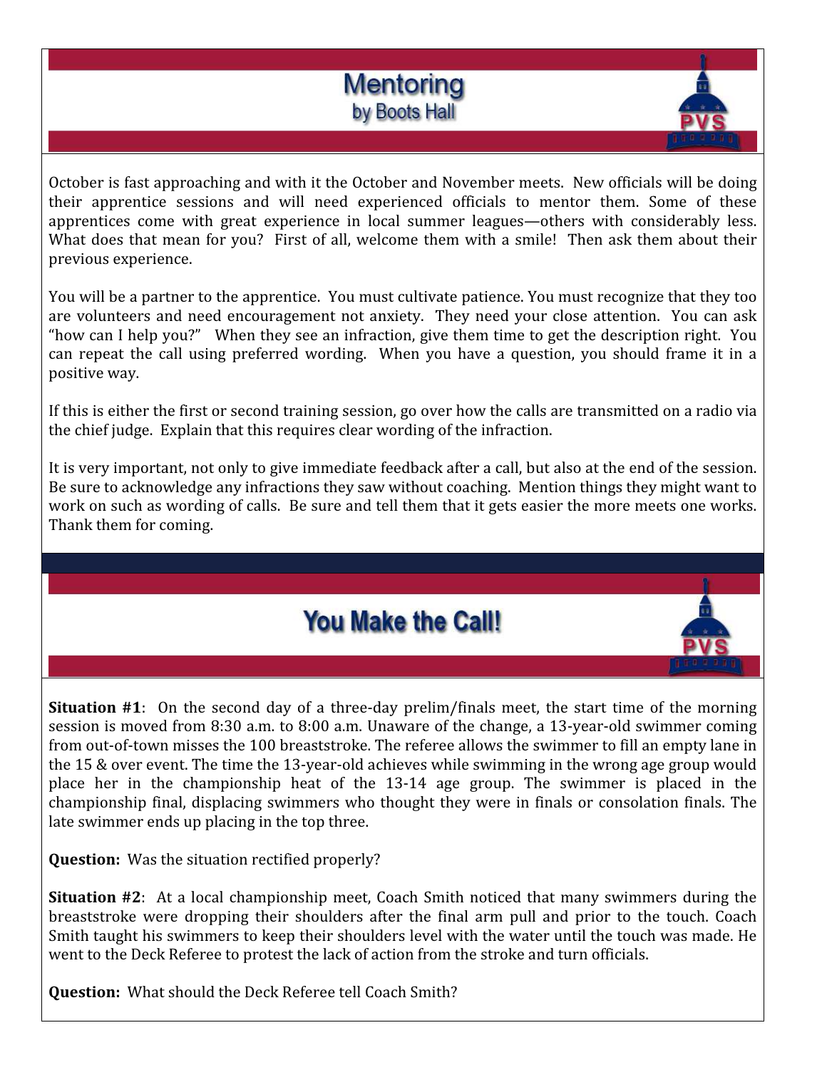# Mentoring

by Boots Hall

October is fast approaching and with it the October and November meets. New officials will be doing their apprentice sessions and will need experienced officials to mentor them. Some of these apprentices come with great experience in local summer leagues—others with considerably less. What does that mean for you? First of all, welcome them with a smile! Then ask them about their previous experience.

You will be a partner to the apprentice. You must cultivate patience. You must recognize that they too are volunteers and need encouragement not anxiety. They need your close attention. You can ask "how can I help you?" When they see an infraction, give them time to get the description right. You can repeat the call using preferred wording. When you have a question, you should frame it in a positive way.

If this is either the first or second training session, go over how the calls are transmitted on a radio via the chief judge. Explain that this requires clear wording of the infraction.

It is very important, not only to give immediate feedback after a call, but also at the end of the session. Be sure to acknowledge any infractions they saw without coaching. Mention things they might want to work on such as wording of calls. Be sure and tell them that it gets easier the more meets one works. Thank them for coming.

# You Make the Call!

**Situation #1**: On the second day of a three-day prelim/finals meet, the start time of the morning session is moved from 8:30 a.m. to 8:00 a.m. Unaware of the change, a 13-year-old swimmer coming from out-of-town misses the 100 breaststroke. The referee allows the swimmer to fill an empty lane in the 15 & over event. The time the 13-year-old achieves while swimming in the wrong age group would place her in the championship heat of the 13-14 age group. The swimmer is placed in the championship final, displacing swimmers who thought they were in finals or consolation finals. The late swimmer ends up placing in the top three.

**Question:** Was the situation rectified properly?

**Situation #2**: At a local championship meet, Coach Smith noticed that many swimmers during the breaststroke were dropping their shoulders after the final arm pull and prior to the touch. Coach Smith taught his swimmers to keep their shoulders level with the water until the touch was made. He went to the Deck Referee to protest the lack of action from the stroke and turn officials.

**Question:** What should the Deck Referee tell Coach Smith?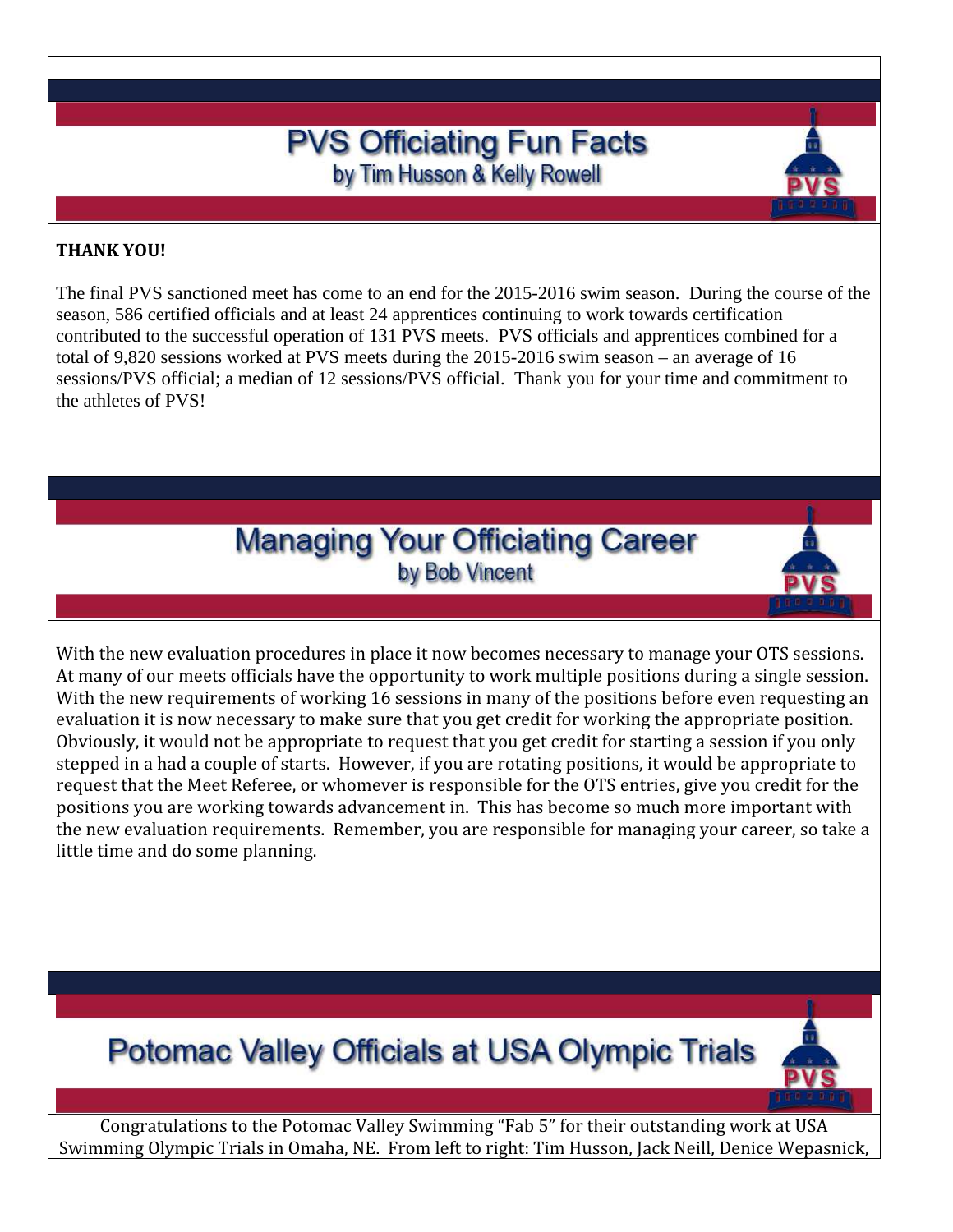## PVS Officiating Fun Facts

by Tim Husson & Kelly Rowell

**THANK YOU!**

The final PVS sanctioned meet has come to an end for the 2015-2016 swim season. During the course of the season, 586 certified officials and at least 24 apprentices continuing to work towards certification contributed to the successful operation of 131 PVS meets. PVS officials and apprentices combined for a total of 9,820 sessions worked at PVS meets during the 2015-2016 swim season – an average of 16 sessions/PVS official; a median of 12 sessions/PVS official. Thank you for your time and commitment to the athletes of PVS!

## Managing Your Officiating Career

by Bob Vincent

With the new evaluation procedures in place it now becomes necessary to manage your OTS sessions. At many of our meets officials have the opportunity to work multiple positions during a single session. With the new requirements of working 16 sessions in many of the positions before even requesting an evaluation it is now necessary to make sure that you get credit for working the appropriate position. Obviously, it would not be appropriate to request that you get credit for starting a session if you only stepped in a had a couple of starts. However, if you are rotating positions, it would be appropriate to request that the Meet Referee, or whomever is responsible for the OTS entries, give you credit for the positions you are working towards advancement in. This has become so much more important with the new evaluation requirements. Remember, you are responsible for managing your career, so take a little time and do some planning.

## Potomac Valley Officials at USA Olympic Trials

Congratulations to the Potomac Valley Swimming "Fab 5" for their outstanding work at USA Swimming Olympic Trials in Omaha, NE. From left to right: Tim Husson, Jack Neill, Denice Wepasnick,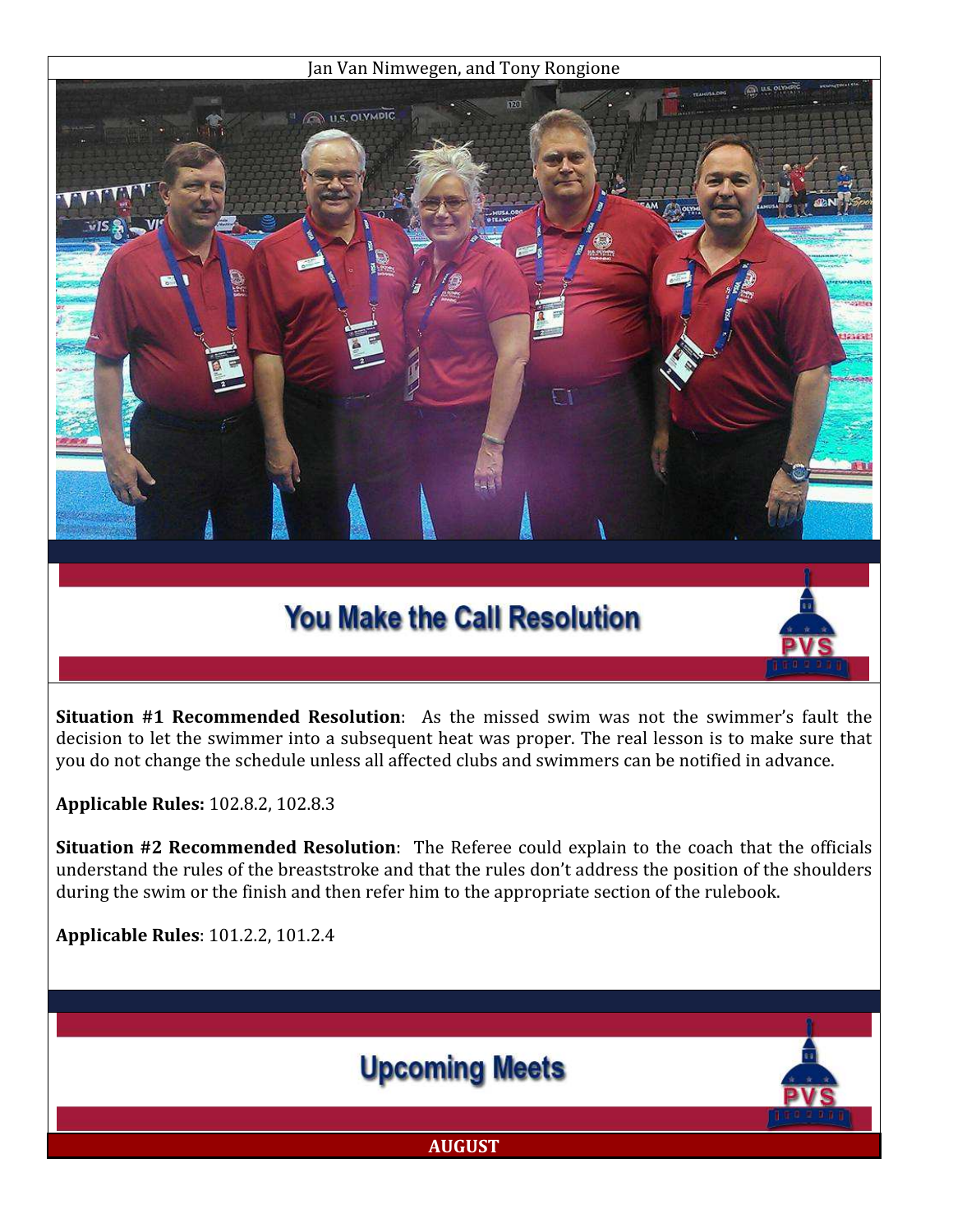Jan Van Nimwegen, and Tony Rongione

## You Make the Call Resolution

**Situation #1 Recommended Resolution**: As the missed swim was not the swimmer's fault the decision to let the swimmer into a subsequent heat was proper. The real lesson is to make sure that you do not change the schedule unless all affected clubs and swimmers can be notified in advance.

**Applicable Rules:** 102.8.2, 102.8.3

**Situation #2 Recommended Resolution**: The Referee could explain to the coach that the officials understand the rules of the breaststroke and that the rules don't address the position of the shoulders during the swim or the finish and then refer him to the appropriate section of the rulebook.

**Applicable Rules**: 101.2.2, 101.2.4

## Upcoming Meets

**AUGUST**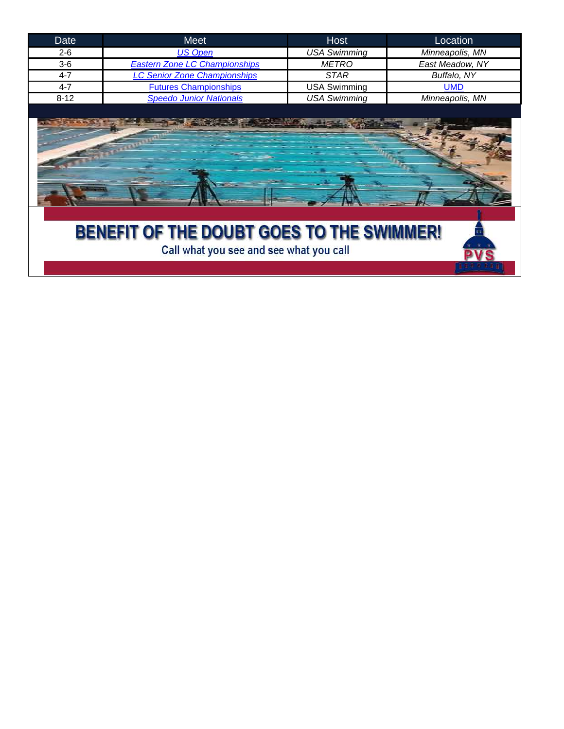| Date | Meet | Host | Location |
|---|---|---|---|
| 2-6 | *US Open* | *USA Swimming* | *Minneapolis, MN* |
| 3-6 | *Eastern Zone LC Championships* | *METRO* | *East Meadow, NY* |
| 4-7 | *LC Senior Zone Championships* | *STAR* | *Buffalo, NY* |
| 4-7 | Futures Championships | USA Swimming | UMD |
| 8-12 | *Speedo Junior Nationals* | *USA Swimming* | *Minneapolis, MN* |

**BENEFIT OF THE DOUBT GOES TO THE SWIMMER!**

Call what you see and see what you call

PVS